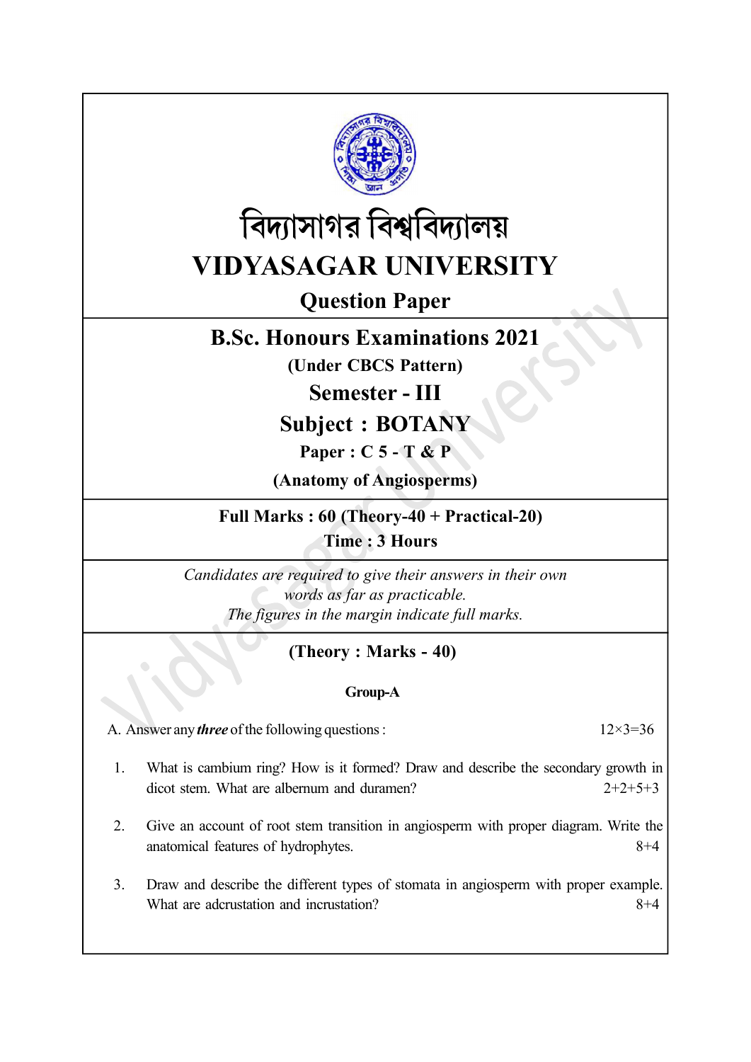# বিদ্যাসাগর বিশ্ববিদ্যালয়

# VIDYASAGAR UNIVERSITY

## Question Paper

## B.Sc. Honours Examinations 2021

**(Under CBCS Pattern)**

## Semester - III

## Subject : BOTANY

**Paper : C 5 - T & P**

**(Anatomy of Angiosperms)**

**Full Marks : 60 (Theory-40 + Practical-20)**

**Time : 3 Hours**

*Candidates are required to give their answers in their own words as far as practicable.*
*The figures in the margin indicate full marks.*

### (Theory : Marks - 40)

#### Group-A

A. Answer any ***three*** of the following questions : 12×3=36

1. What is cambium ring? How is it formed? Draw and describe the secondary growth in dicot stem. What are albernum and duramen? 2+2+5+3

2. Give an account of root stem transition in angiosperm with proper diagram. Write the anatomical features of hydrophytes. 8+4

3. Draw and describe the different types of stomata in angiosperm with proper example. What are adcrustation and incrustation? 8+4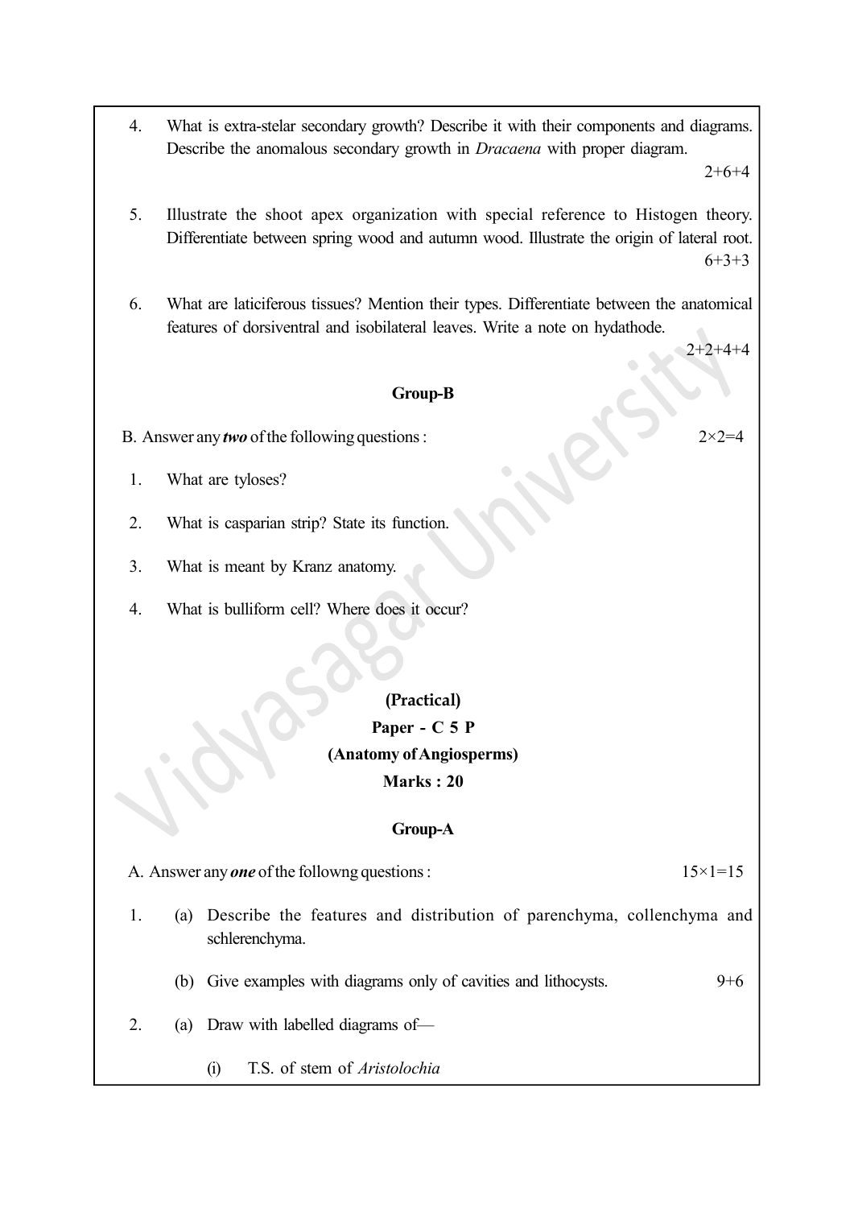4. What is extra-stelar secondary growth? Describe it with their components and diagrams. Describe the anomalous secondary growth in *Dracaena* with proper diagram.

   2+6+4

5. Illustrate the shoot apex organization with special reference to Histogen theory. Differentiate between spring wood and autumn wood. Illustrate the origin of lateral root.

   6+3+3

6. What are laticiferous tissues? Mention their types. Differentiate between the anatomical features of dorsiventral and isobilateral leaves. Write a note on hydathode.

   2+2+4+4

**Group-B**

B. Answer any ***two*** of the following questions : 2×2=4

1. What are tyloses?

2. What is casparian strip? State its function.

3. What is meant by Kranz anatomy.

4. What is bulliform cell? Where does it occur?

**(Practical)**

**Paper - C 5 P**

**(Anatomy of Angiosperms)**

**Marks : 20**

**Group-A**

A. Answer any ***one*** of the followng questions : 15×1=15

1. (a) Describe the features and distribution of parenchyma, collenchyma and schlerenchyma.

   (b) Give examples with diagrams only of cavities and lithocysts. 9+6

2. (a) Draw with labelled diagrams of—

   (i) T.S. of stem of *Aristolochia*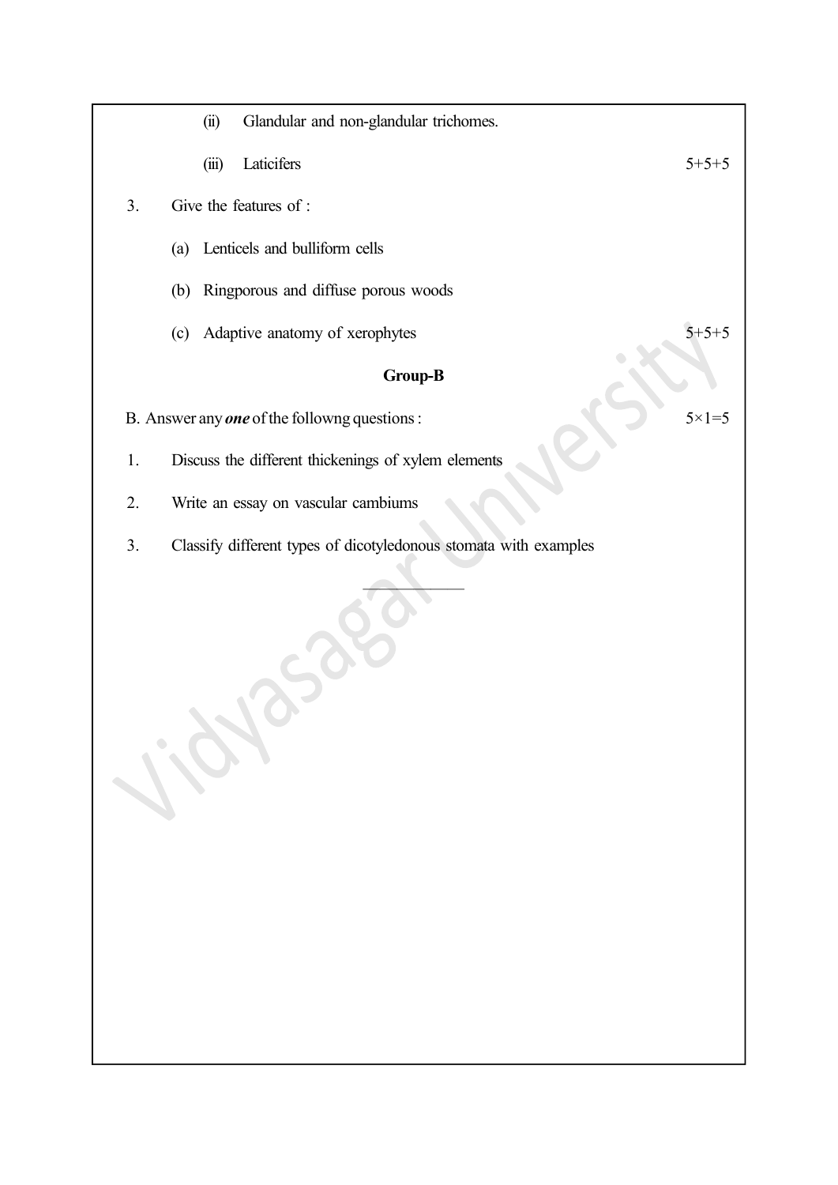(ii) Glandular and non-glandular trichomes.

(iii) Laticifers 5+5+5

3. Give the features of :

(a) Lenticels and bulliform cells

(b) Ringporous and diffuse porous woods

(c) Adaptive anatomy of xerophytes 5+5+5

### Group-B

B. Answer any ***one*** of the followng questions : 5×1=5

1. Discuss the different thickenings of xylem elements

2. Write an essay on vascular cambiums

3. Classify different types of dicotyledonous stomata with examples

---